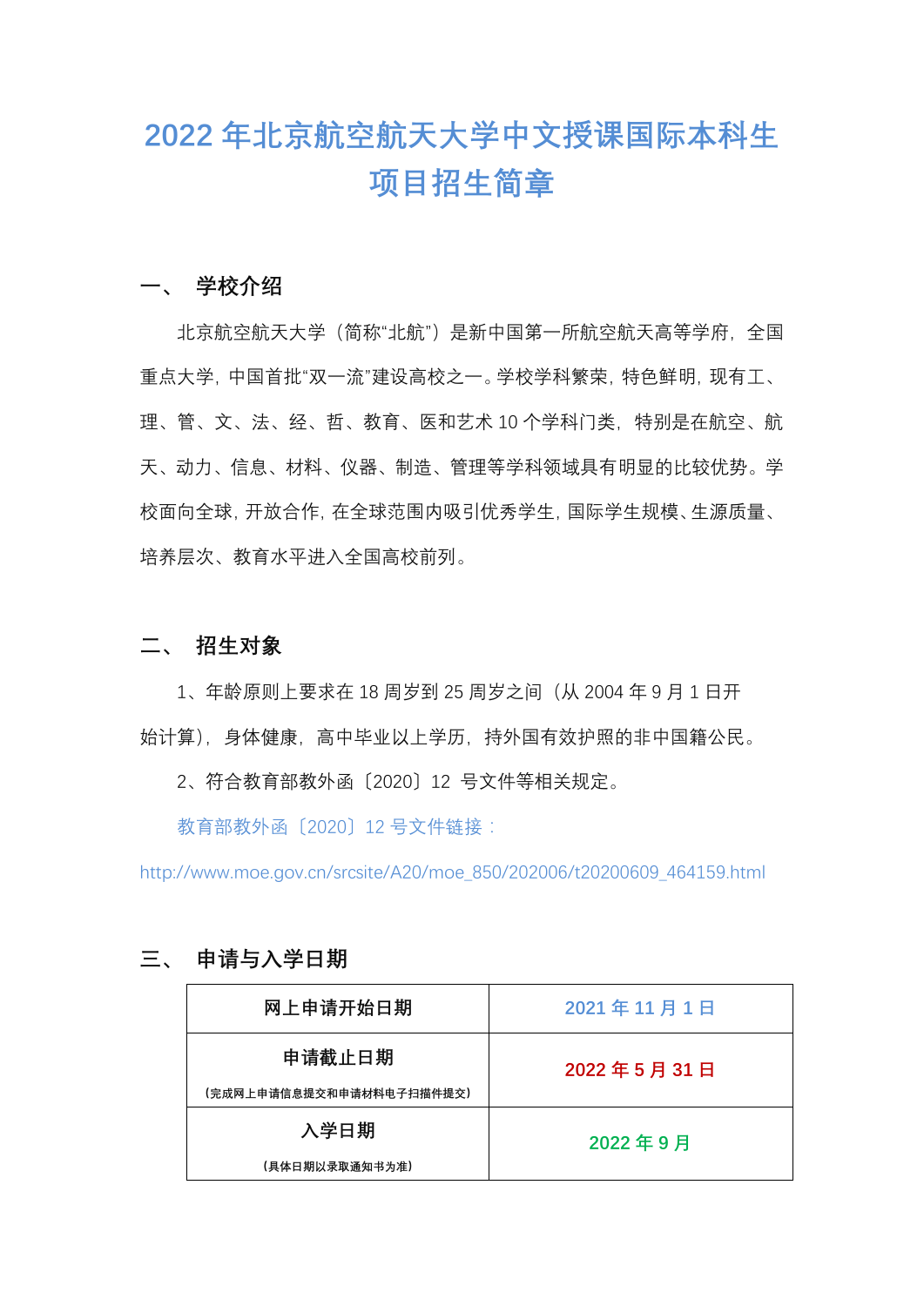# 2022 年北京航空航天大学中文授课国际本科生项目招生简章

## 一、 学校介绍

北京航空航天大学（简称"北航"）是新中国第一所航空航天高等学府，全国重点大学，中国首批"双一流"建设高校之一。学校学科繁荣，特色鲜明，现有工、理、管、文、法、经、哲、教育、医和艺术 10 个学科门类，特别是在航空、航天、动力、信息、材料、仪器、制造、管理等学科领域具有明显的比较优势。学校面向全球，开放合作，在全球范围内吸引优秀学生，国际学生规模、生源质量、培养层次、教育水平进入全国高校前列。

## 二、 招生对象

1、年龄原则上要求在 18 周岁到 25 周岁之间（从 2004 年 9 月 1 日开始计算），身体健康，高中毕业以上学历，持外国有效护照的非中国籍公民。

2、符合教育部教外函〔2020〕12 号文件等相关规定。

教育部教外函〔2020〕12 号文件链接：

http://www.moe.gov.cn/srcsite/A20/moe_850/202006/t20200609_464159.html

## 三、 申请与入学日期

| 网上申请开始日期 | 2021 年 11 月 1 日 |
|---|---|
| **申请截止日期**<br>（完成网上申请信息提交和申请材料电子扫描件提交） | 2022 年 5 月 31 日 |
| **入学日期**<br>（具体日期以录取通知书为准） | 2022 年 9 月 |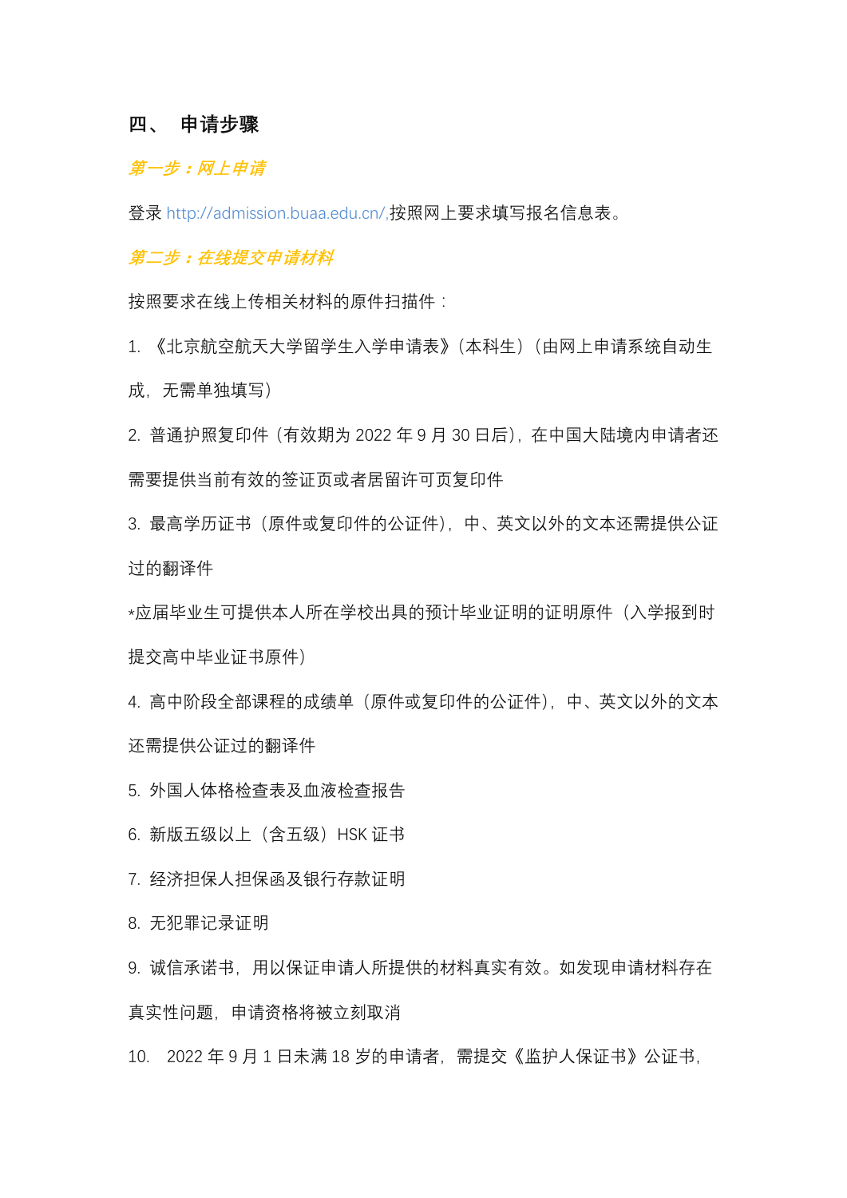## 四、 申请步骤

***第一步：网上申请***

登录 http://admission.buaa.edu.cn/,按照网上要求填写报名信息表。

***第二步：在线提交申请材料***

按照要求在线上传相关材料的原件扫描件：

1. 《北京航空航天大学留学生入学申请表》（本科生）（由网上申请系统自动生成，无需单独填写）
2. 普通护照复印件（有效期为 2022 年 9 月 30 日后），在中国大陆境内申请者还需要提供当前有效的签证页或者居留许可页复印件
3. 最高学历证书（原件或复印件的公证件），中、英文以外的文本还需提供公证过的翻译件

*应届毕业生可提供本人所在学校出具的预计毕业证明的证明原件（入学报到时提交高中毕业证书原件）

4. 高中阶段全部课程的成绩单（原件或复印件的公证件），中、英文以外的文本还需提供公证过的翻译件
5. 外国人体格检查表及血液检查报告
6. 新版五级以上（含五级）HSK 证书
7. 经济担保人担保函及银行存款证明
8. 无犯罪记录证明
9. 诚信承诺书，用以保证申请人所提供的材料真实有效。如发现申请材料存在真实性问题，申请资格将被立刻取消
10. 2022 年 9 月 1 日未满 18 岁的申请者，需提交《监护人保证书》公证书，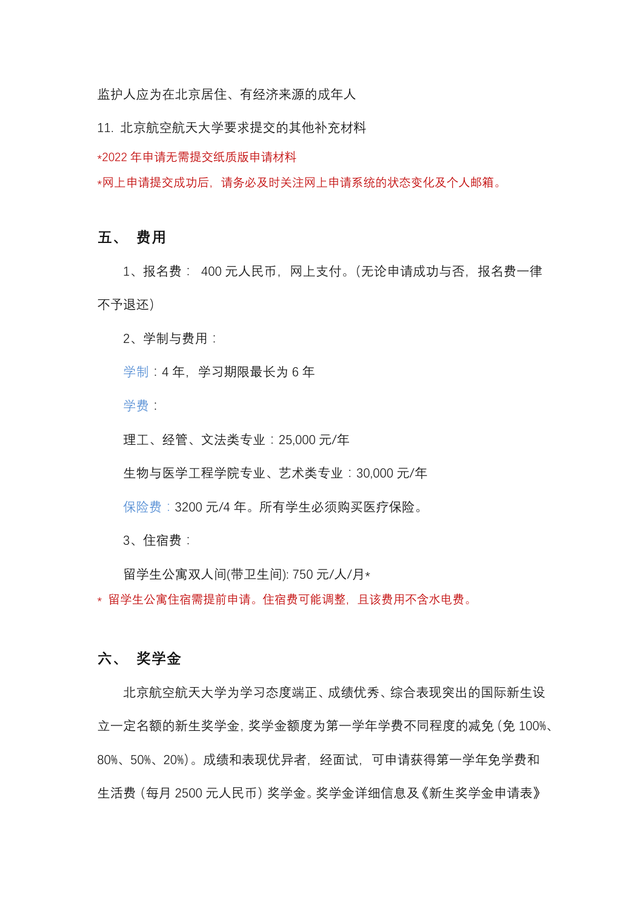监护人应为在北京居住、有经济来源的成年人

11. 北京航空航天大学要求提交的其他补充材料

*2022 年申请无需提交纸质版申请材料

*网上申请提交成功后，请务必及时关注网上申请系统的状态变化及个人邮箱。

## 五、 费用

1、报名费： 400 元人民币，网上支付。（无论申请成功与否，报名费一律不予退还）

2、学制与费用：

学制：4 年，学习期限最长为 6 年

学费：

理工、经管、文法类专业：25,000 元/年

生物与医学工程学院专业、艺术类专业：30,000 元/年

保险费：3200 元/4 年。所有学生必须购买医疗保险。

3、住宿费：

留学生公寓双人间(带卫生间): 750 元/人/月*

* 留学生公寓住宿需提前申请。住宿费可能调整，且该费用不含水电费。

## 六、 奖学金

北京航空航天大学为学习态度端正、成绩优秀、综合表现突出的国际新生设立一定名额的新生奖学金，奖学金额度为第一学年学费不同程度的减免（免 100%、80%、50%、20%）。成绩和表现优异者，经面试，可申请获得第一学年免学费和生活费（每月 2500 元人民币）奖学金。奖学金详细信息及《新生奖学金申请表》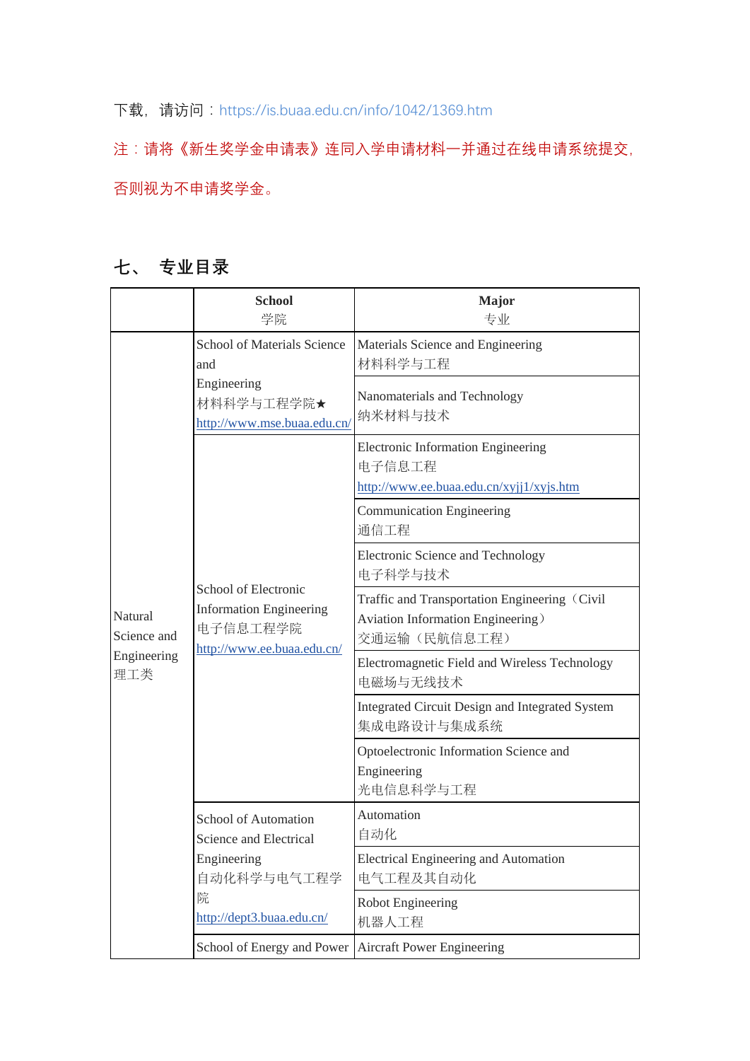下载，请访问：https://is.buaa.edu.cn/info/1042/1369.htm

注：请将《新生奖学金申请表》连同入学申请材料一并通过在线申请系统提交，否则视为不申请奖学金。

## 七、 专业目录

| | School<br>学院 | Major<br>专业 |
|---|---|---|
| Natural Science and Engineering<br>理工类 | School of Materials Science and Engineering<br>材料科学与工程学院★<br>http://www.mse.buaa.edu.cn/ | Materials Science and Engineering<br>材料科学与工程 |
| | | Nanomaterials and Technology<br>纳米材料与技术 |
| | School of Electronic Information Engineering<br>电子信息工程学院<br>http://www.ee.buaa.edu.cn/ | Electronic Information Engineering<br>电子信息工程<br>http://www.ee.buaa.edu.cn/xyjj1/xyjs.htm |
| | | Communication Engineering<br>通信工程 |
| | | Electronic Science and Technology<br>电子科学与技术 |
| | | Traffic and Transportation Engineering（Civil Aviation Information Engineering）<br>交通运输（民航信息工程） |
| | | Electromagnetic Field and Wireless Technology<br>电磁场与无线技术 |
| | | Integrated Circuit Design and Integrated System<br>集成电路设计与集成系统 |
| | | Optoelectronic Information Science and Engineering<br>光电信息科学与工程 |
| | School of Automation Science and Electrical Engineering<br>自动化科学与电气工程学院<br>http://dept3.buaa.edu.cn/ | Automation<br>自动化 |
| | | Electrical Engineering and Automation<br>电气工程及其自动化 |
| | | Robot Engineering<br>机器人工程 |
| | School of Energy and Power | Aircraft Power Engineering |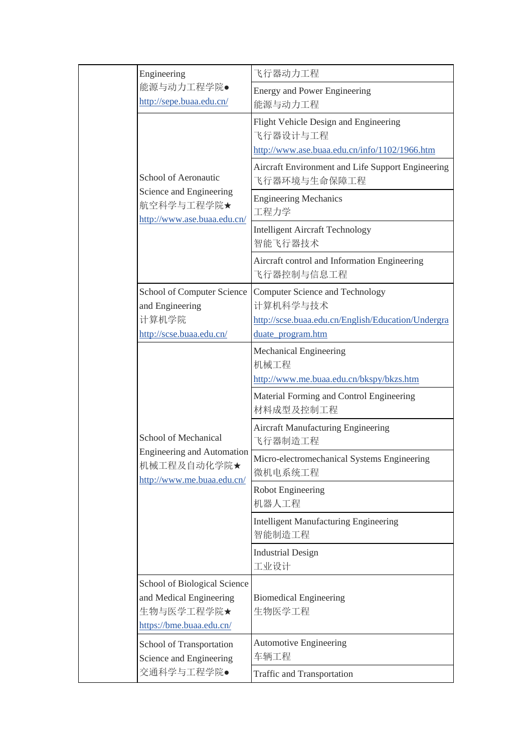| | | |
|---|---|---|
| | Engineering<br>能源与动力工程学院●<br>http://sepe.buaa.edu.cn/ | 飞行器动力工程 |
| | | Energy and Power Engineering<br>能源与动力工程 |
| | School of Aeronautic Science and Engineering<br>航空科学与工程学院★<br>http://www.ase.buaa.edu.cn/ | Flight Vehicle Design and Engineering<br>飞行器设计与工程<br>http://www.ase.buaa.edu.cn/info/1102/1966.htm |
| | | Aircraft Environment and Life Support Engineering<br>飞行器环境与生命保障工程 |
| | | Engineering Mechanics<br>工程力学 |
| | | Intelligent Aircraft Technology<br>智能飞行器技术 |
| | | Aircraft control and Information Engineering<br>飞行器控制与信息工程 |
| | School of Computer Science and Engineering<br>计算机学院<br>http://scse.buaa.edu.cn/ | Computer Science and Technology<br>计算机科学与技术<br>http://scse.buaa.edu.cn/English/Education/Undergraduate_program.htm |
| | School of Mechanical Engineering and Automation<br>机械工程及自动化学院★<br>http://www.me.buaa.edu.cn/ | Mechanical Engineering<br>机械工程<br>http://www.me.buaa.edu.cn/bkspy/bkzs.htm |
| | | Material Forming and Control Engineering<br>材料成型及控制工程 |
| | | Aircraft Manufacturing Engineering<br>飞行器制造工程 |
| | | Micro-electromechanical Systems Engineering<br>微机电系统工程 |
| | | Robot Engineering<br>机器人工程 |
| | | Intelligent Manufacturing Engineering<br>智能制造工程 |
| | | Industrial Design<br>工业设计 |
| | School of Biological Science and Medical Engineering<br>生物与医学工程学院★<br>https://bme.buaa.edu.cn/ | Biomedical Engineering<br>生物医学工程 |
| | School of Transportation Science and Engineering<br>交通科学与工程学院● | Automotive Engineering<br>车辆工程 |
| | | Traffic and Transportation |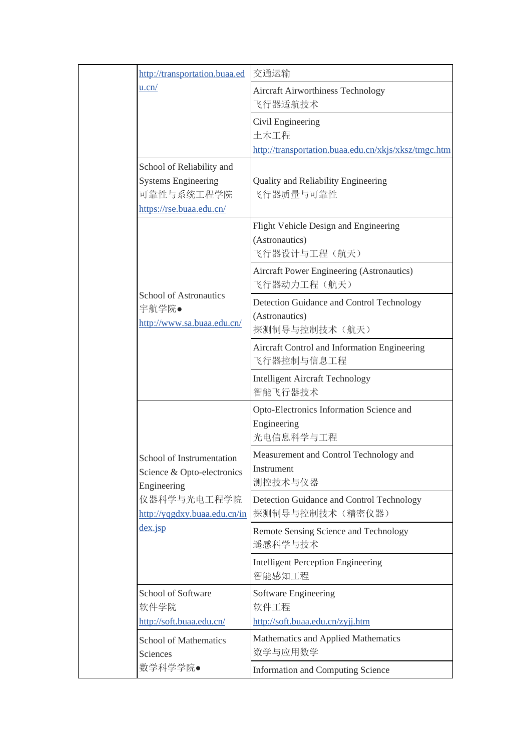| | | |
|---|---|---|
| | http://transportation.buaa.edu.cn/ | 交通运输 |
| | | Aircraft Airworthiness Technology<br>飞行器适航技术 |
| | | Civil Engineering<br>土木工程<br>http://transportation.buaa.edu.cn/xkjs/xksz/tmgc.htm |
| | School of Reliability and Systems Engineering<br>可靠性与系统工程学院<br>https://rse.buaa.edu.cn/ | Quality and Reliability Engineering<br>飞行器质量与可靠性 |
| | School of Astronautics<br>宇航学院●<br>http://www.sa.buaa.edu.cn/ | Flight Vehicle Design and Engineering (Astronautics)<br>飞行器设计与工程（航天） |
| | | Aircraft Power Engineering (Astronautics)<br>飞行器动力工程（航天） |
| | | Detection Guidance and Control Technology (Astronautics)<br>探测制导与控制技术（航天） |
| | | Aircraft Control and Information Engineering<br>飞行器控制与信息工程 |
| | | Intelligent Aircraft Technology<br>智能飞行器技术 |
| | School of Instrumentation Science & Opto-electronics Engineering<br>仪器科学与光电工程学院<br>http://yqgdxy.buaa.edu.cn/index.jsp | Opto-Electronics Information Science and Engineering<br>光电信息科学与工程 |
| | | Measurement and Control Technology and Instrument<br>测控技术与仪器 |
| | | Detection Guidance and Control Technology<br>探测制导与控制技术（精密仪器） |
| | | Remote Sensing Science and Technology<br>遥感科学与技术 |
| | | Intelligent Perception Engineering<br>智能感知工程 |
| | School of Software<br>软件学院<br>http://soft.buaa.edu.cn/ | Software Engineering<br>软件工程<br>http://soft.buaa.edu.cn/zyjj.htm |
| | School of Mathematics Sciences<br>数学科学学院● | Mathematics and Applied Mathematics<br>数学与应用数学 |
| | | Information and Computing Science |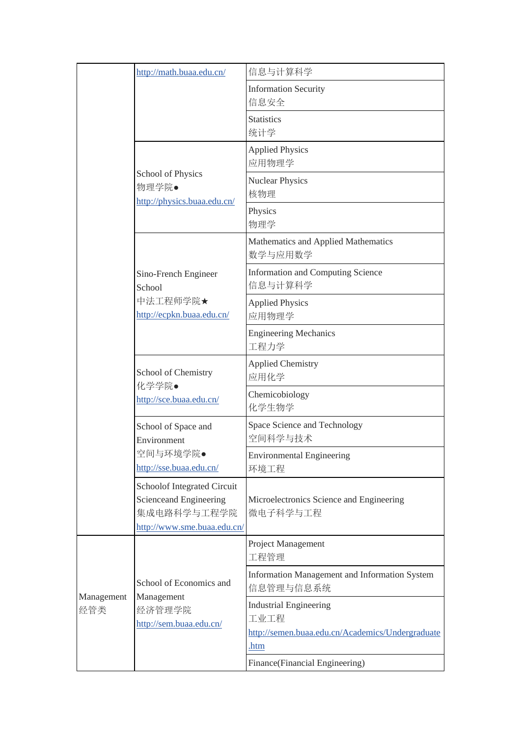| | | |
|---|---|---|
| | http://math.buaa.edu.cn/ | 信息与计算科学 |
| | | Information Security 信息安全 |
| | | Statistics 统计学 |
| | School of Physics 物理学院● http://physics.buaa.edu.cn/ | Applied Physics 应用物理学 |
| | | Nuclear Physics 核物理 |
| | | Physics 物理学 |
| | Sino-French Engineer School 中法工程师学院★ http://ecpkn.buaa.edu.cn/ | Mathematics and Applied Mathematics 数学与应用数学 |
| | | Information and Computing Science 信息与计算科学 |
| | | Applied Physics 应用物理学 |
| | | Engineering Mechanics 工程力学 |
| | School of Chemistry 化学学院● http://sce.buaa.edu.cn/ | Applied Chemistry 应用化学 |
| | | Chemicobiology 化学生物学 |
| | School of Space and Environment 空间与环境学院● http://sse.buaa.edu.cn/ | Space Science and Technology 空间科学与技术 |
| | | Environmental Engineering 环境工程 |
| | Schoolof Integrated Circuit Scienceand Engineering 集成电路科学与工程学院 http://www.sme.buaa.edu.cn/ | Microelectronics Science and Engineering 微电子科学与工程 |
| Management 经管类 | School of Economics and Management 经济管理学院 http://sem.buaa.edu.cn/ | Project Management 工程管理 |
| | | Information Management and Information System 信息管理与信息系统 |
| | | Industrial Engineering 工业工程 http://semen.buaa.edu.cn/Academics/Undergraduate.htm |
| | | Finance(Financial Engineering) |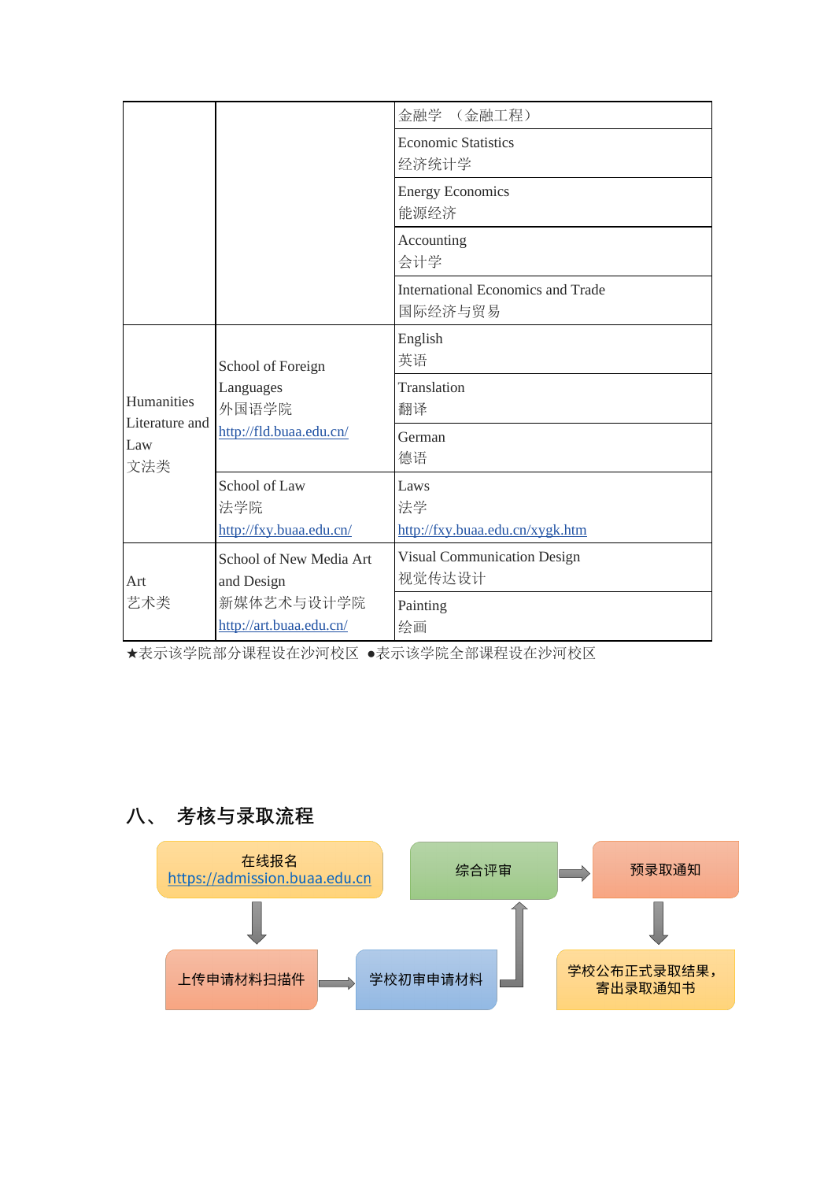| | | |
|---|---|---|
| | | 金融学 （金融工程） |
| | | Economic Statistics<br>经济统计学 |
| | | Energy Economics<br>能源经济 |
| | | Accounting<br>会计学 |
| | | International Economics and Trade<br>国际经济与贸易 |
| Humanities Literature and Law<br>文法类 | School of Foreign Languages<br>外国语学院<br>http://fld.buaa.edu.cn/ | English<br>英语 |
| | | Translation<br>翻译 |
| | | German<br>德语 |
| | School of Law<br>法学院<br>http://fxy.buaa.edu.cn/ | Laws<br>法学<br>http://fxy.buaa.edu.cn/xygk.htm |
| Art<br>艺术类 | School of New Media Art and Design<br>新媒体艺术与设计学院<br>http://art.buaa.edu.cn/ | Visual Communication Design<br>视觉传达设计 |
| | | Painting<br>绘画 |

★表示该学院部分课程设在沙河校区 ●表示该学院全部课程设在沙河校区

## 八、 考核与录取流程

在线报名 https://admission.buaa.edu.cn → 上传申请材料扫描件 → 学校初审申请材料 → 综合评审 → 预录取通知 → 学校公布正式录取结果，寄出录取通知书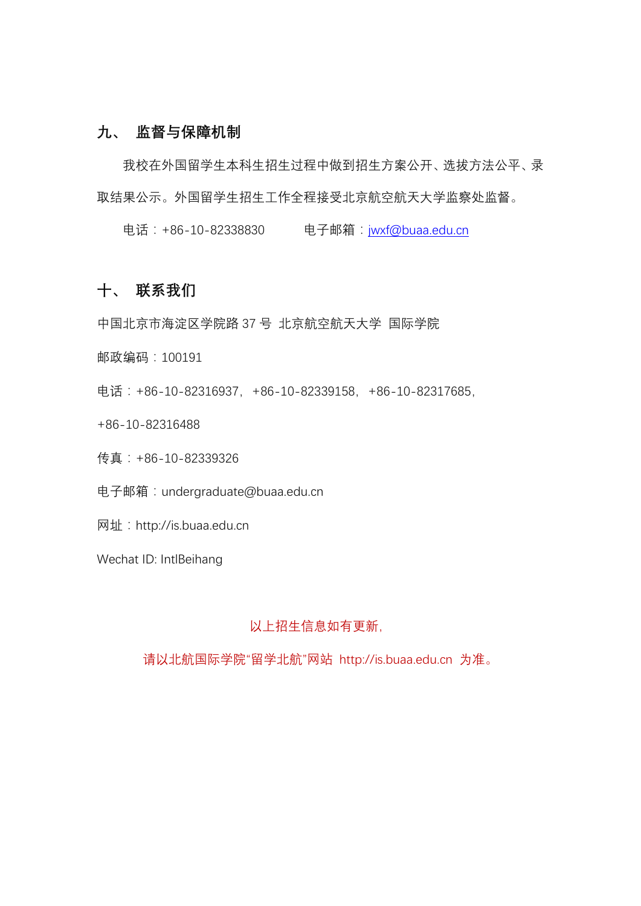## 九、 监督与保障机制

我校在外国留学生本科生招生过程中做到招生方案公开、选拔方法公平、录取结果公示。外国留学生招生工作全程接受北京航空航天大学监察处监督。

电话：+86-10-82338830　　　电子邮箱：jwxf@buaa.edu.cn

## 十、 联系我们

中国北京市海淀区学院路 37 号 北京航空航天大学 国际学院

邮政编码：100191

电话：+86-10-82316937，+86-10-82339158，+86-10-82317685，+86-10-82316488

传真：+86-10-82339326

电子邮箱：undergraduate@buaa.edu.cn

网址：http://is.buaa.edu.cn

Wechat ID: IntlBeihang

以上招生信息如有更新，

请以北航国际学院“留学北航”网站 http://is.buaa.edu.cn 为准。